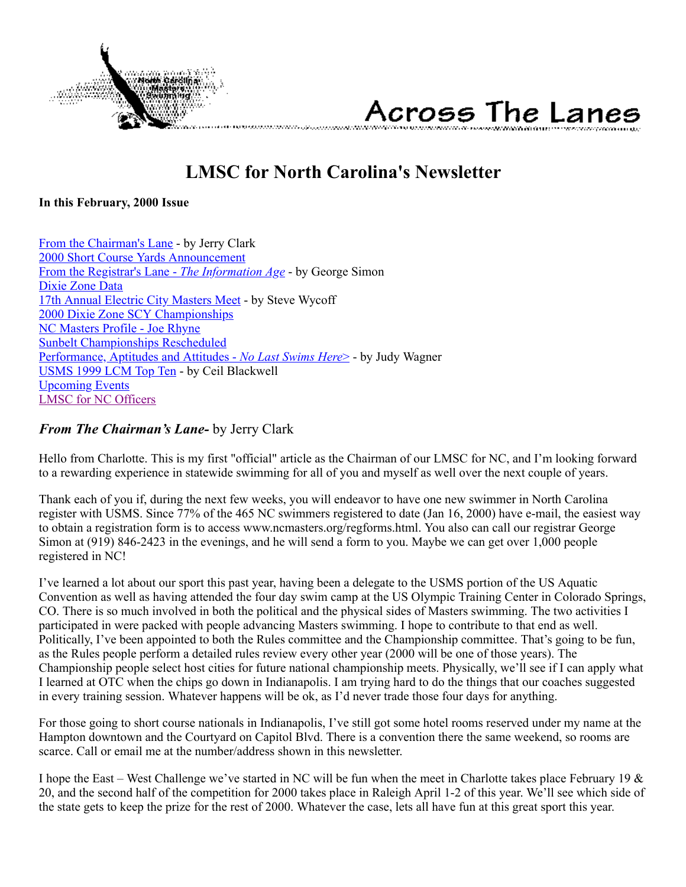# Across The Lanes

# LMSC for North Carolina's Newsletter

**In this February, 2000 Issue**

From the Chairman's Lane - by Jerry Clark
2000 Short Course Yards Announcement
From the Registrar's Lane - *The Information Age* - by George Simon
Dixie Zone Data
17th Annual Electric City Masters Meet - by Steve Wycoff
2000 Dixie Zone SCY Championships
NC Masters Profile - Joe Rhyne
Sunbelt Championships Rescheduled
Performance, Aptitudes and Attitudes - *No Last Swims Here>* - by Judy Wagner
USMS 1999 LCM Top Ten - by Ceil Blackwell
Upcoming Events
LMSC for NC Officers

## *From The Chairman's Lane-* by Jerry Clark

Hello from Charlotte. This is my first "official" article as the Chairman of our LMSC for NC, and I'm looking forward to a rewarding experience in statewide swimming for all of you and myself as well over the next couple of years.

Thank each of you if, during the next few weeks, you will endeavor to have one new swimmer in North Carolina register with USMS. Since 77% of the 465 NC swimmers registered to date (Jan 16, 2000) have e-mail, the easiest way to obtain a registration form is to access www.ncmasters.org/regforms.html. You also can call our registrar George Simon at (919) 846-2423 in the evenings, and he will send a form to you. Maybe we can get over 1,000 people registered in NC!

I've learned a lot about our sport this past year, having been a delegate to the USMS portion of the US Aquatic Convention as well as having attended the four day swim camp at the US Olympic Training Center in Colorado Springs, CO. There is so much involved in both the political and the physical sides of Masters swimming. The two activities I participated in were packed with people advancing Masters swimming. I hope to contribute to that end as well. Politically, I've been appointed to both the Rules committee and the Championship committee. That's going to be fun, as the Rules people perform a detailed rules review every other year (2000 will be one of those years). The Championship people select host cities for future national championship meets. Physically, we'll see if I can apply what I learned at OTC when the chips go down in Indianapolis. I am trying hard to do the things that our coaches suggested in every training session. Whatever happens will be ok, as I'd never trade those four days for anything.

For those going to short course nationals in Indianapolis, I've still got some hotel rooms reserved under my name at the Hampton downtown and the Courtyard on Capitol Blvd. There is a convention there the same weekend, so rooms are scarce. Call or email me at the number/address shown in this newsletter.

I hope the East – West Challenge we've started in NC will be fun when the meet in Charlotte takes place February 19 & 20, and the second half of the competition for 2000 takes place in Raleigh April 1-2 of this year. We'll see which side of the state gets to keep the prize for the rest of 2000. Whatever the case, lets all have fun at this great sport this year.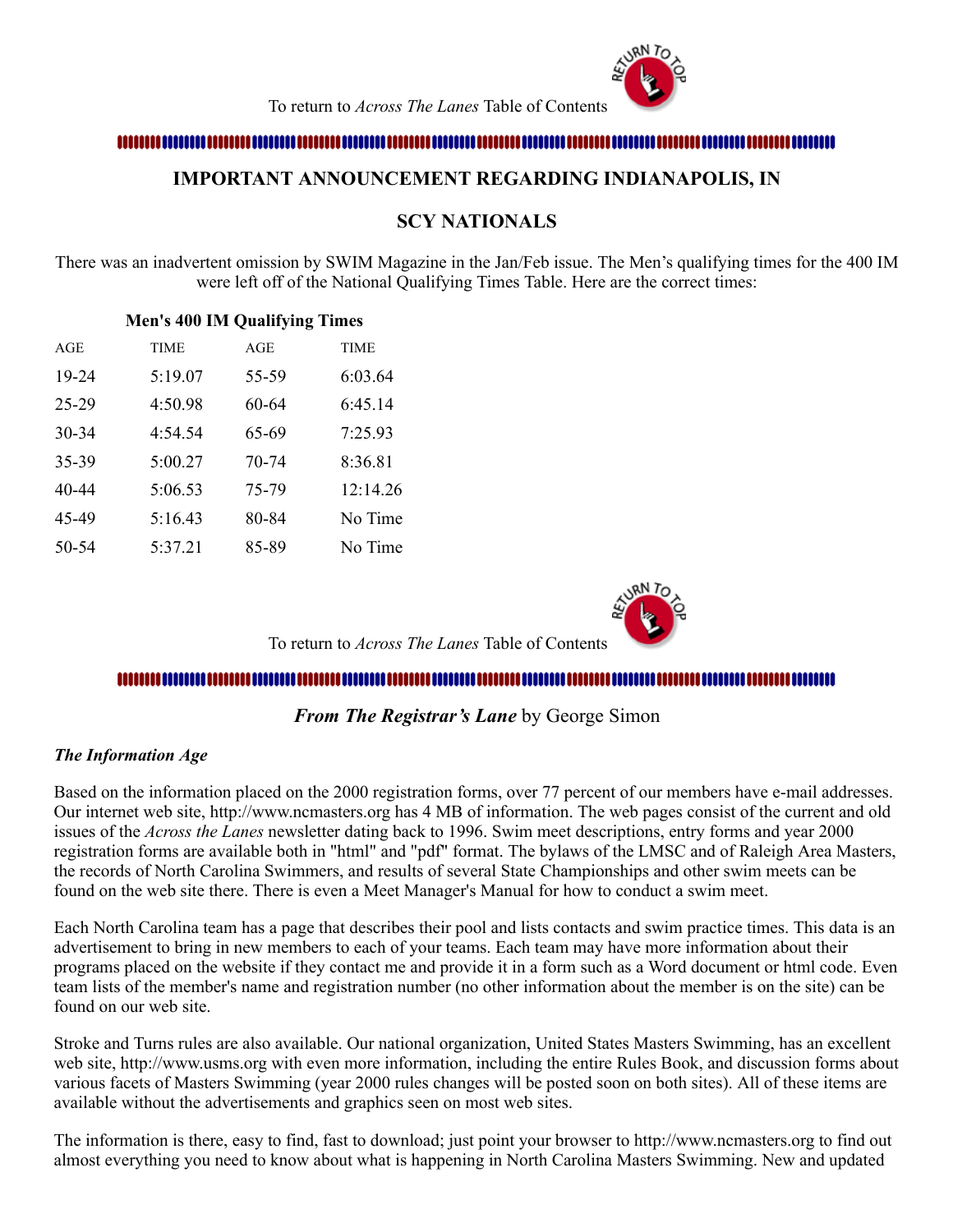To return to *Across The Lanes* Table of Contents

## IMPORTANT ANNOUNCEMENT REGARDING INDIANAPOLIS, IN

## SCY NATIONALS

There was an inadvertent omission by SWIM Magazine in the Jan/Feb issue. The Men's qualifying times for the 400 IM were left off of the National Qualifying Times Table. Here are the correct times:

**Men's 400 IM Qualifying Times**

| AGE | TIME | AGE | TIME |
|---|---|---|---|
| 19-24 | 5:19.07 | 55-59 | 6:03.64 |
| 25-29 | 4:50.98 | 60-64 | 6:45.14 |
| 30-34 | 4:54.54 | 65-69 | 7:25.93 |
| 35-39 | 5:00.27 | 70-74 | 8:36.81 |
| 40-44 | 5:06.53 | 75-79 | 12:14.26 |
| 45-49 | 5:16.43 | 80-84 | No Time |
| 50-54 | 5:37.21 | 85-89 | No Time |

To return to *Across The Lanes* Table of Contents

## *From The Registrar's Lane* by George Simon

### *The Information Age*

Based on the information placed on the 2000 registration forms, over 77 percent of our members have e-mail addresses. Our internet web site, http://www.ncmasters.org has 4 MB of information. The web pages consist of the current and old issues of the *Across the Lanes* newsletter dating back to 1996. Swim meet descriptions, entry forms and year 2000 registration forms are available both in "html" and "pdf" format. The bylaws of the LMSC and of Raleigh Area Masters, the records of North Carolina Swimmers, and results of several State Championships and other swim meets can be found on the web site there. There is even a Meet Manager's Manual for how to conduct a swim meet.

Each North Carolina team has a page that describes their pool and lists contacts and swim practice times. This data is an advertisement to bring in new members to each of your teams. Each team may have more information about their programs placed on the website if they contact me and provide it in a form such as a Word document or html code. Even team lists of the member's name and registration number (no other information about the member is on the site) can be found on our web site.

Stroke and Turns rules are also available. Our national organization, United States Masters Swimming, has an excellent web site, http://www.usms.org with even more information, including the entire Rules Book, and discussion forms about various facets of Masters Swimming (year 2000 rules changes will be posted soon on both sites). All of these items are available without the advertisements and graphics seen on most web sites.

The information is there, easy to find, fast to download; just point your browser to http://www.ncmasters.org to find out almost everything you need to know about what is happening in North Carolina Masters Swimming. New and updated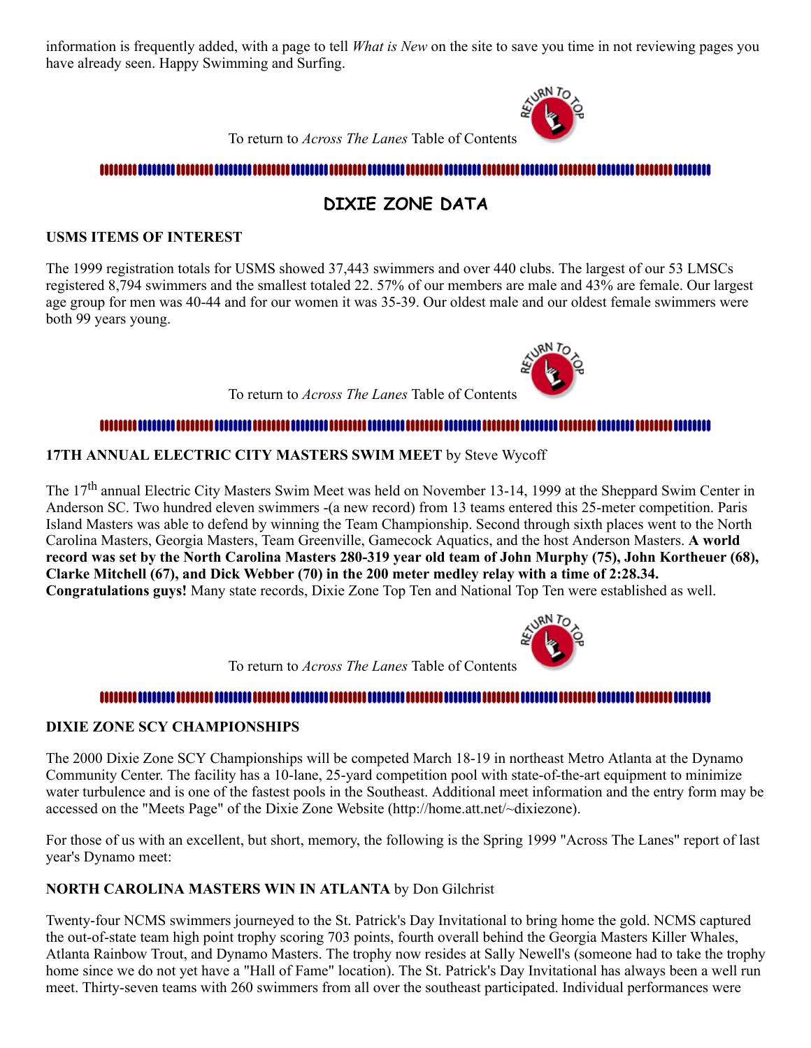information is frequently added, with a page to tell *What is New* on the site to save you time in not reviewing pages you have already seen. Happy Swimming and Surfing.

To return to *Across The Lanes* Table of Contents

## DIXIE ZONE DATA

### USMS ITEMS OF INTEREST

The 1999 registration totals for USMS showed 37,443 swimmers and over 440 clubs. The largest of our 53 LMSCs registered 8,794 swimmers and the smallest totaled 22. 57% of our members are male and 43% are female. Our largest age group for men was 40-44 and for our women it was 35-39. Our oldest male and our oldest female swimmers were both 99 years young.

To return to *Across The Lanes* Table of Contents

### 17TH ANNUAL ELECTRIC CITY MASTERS SWIM MEET by Steve Wycoff

The 17th annual Electric City Masters Swim Meet was held on November 13-14, 1999 at the Sheppard Swim Center in Anderson SC. Two hundred eleven swimmers -(a new record) from 13 teams entered this 25-meter competition. Paris Island Masters was able to defend by winning the Team Championship. Second through sixth places went to the North Carolina Masters, Georgia Masters, Team Greenville, Gamecock Aquatics, and the host Anderson Masters. **A world record was set by the North Carolina Masters 280-319 year old team of John Murphy (75), John Kortheuer (68), Clarke Mitchell (67), and Dick Webber (70) in the 200 meter medley relay with a time of 2:28.34. Congratulations guys!** Many state records, Dixie Zone Top Ten and National Top Ten were established as well.

To return to *Across The Lanes* Table of Contents

### DIXIE ZONE SCY CHAMPIONSHIPS

The 2000 Dixie Zone SCY Championships will be competed March 18-19 in northeast Metro Atlanta at the Dynamo Community Center. The facility has a 10-lane, 25-yard competition pool with state-of-the-art equipment to minimize water turbulence and is one of the fastest pools in the Southeast. Additional meet information and the entry form may be accessed on the "Meets Page" of the Dixie Zone Website (http://home.att.net/~dixiezone).

For those of us with an excellent, but short, memory, the following is the Spring 1999 "Across The Lanes" report of last year's Dynamo meet:

### NORTH CAROLINA MASTERS WIN IN ATLANTA by Don Gilchrist

Twenty-four NCMS swimmers journeyed to the St. Patrick's Day Invitational to bring home the gold. NCMS captured the out-of-state team high point trophy scoring 703 points, fourth overall behind the Georgia Masters Killer Whales, Atlanta Rainbow Trout, and Dynamo Masters. The trophy now resides at Sally Newell's (someone had to take the trophy home since we do not yet have a "Hall of Fame" location). The St. Patrick's Day Invitational has always been a well run meet. Thirty-seven teams with 260 swimmers from all over the southeast participated. Individual performances were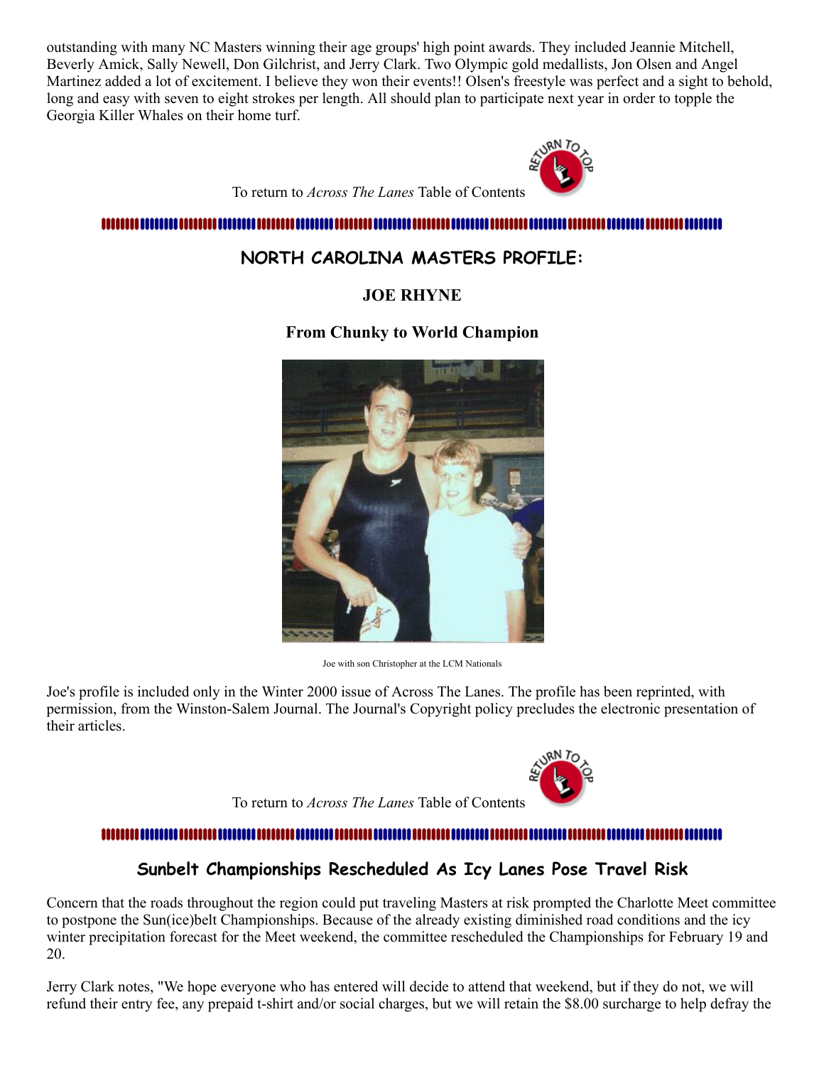outstanding with many NC Masters winning their age groups' high point awards. They included Jeannie Mitchell, Beverly Amick, Sally Newell, Don Gilchrist, and Jerry Clark. Two Olympic gold medallists, Jon Olsen and Angel Martinez added a lot of excitement. I believe they won their events!! Olsen's freestyle was perfect and a sight to behold, long and easy with seven to eight strokes per length. All should plan to participate next year in order to topple the Georgia Killer Whales on their home turf.

To return to *Across The Lanes* Table of Contents

## NORTH CAROLINA MASTERS PROFILE:

### JOE RHYNE

### From Chunky to World Champion

Joe with son Christopher at the LCM Nationals

Joe's profile is included only in the Winter 2000 issue of Across The Lanes. The profile has been reprinted, with permission, from the Winston-Salem Journal. The Journal's Copyright policy precludes the electronic presentation of their articles.

To return to *Across The Lanes* Table of Contents

## Sunbelt Championships Rescheduled As Icy Lanes Pose Travel Risk

Concern that the roads throughout the region could put traveling Masters at risk prompted the Charlotte Meet committee to postpone the Sun(ice)belt Championships. Because of the already existing diminished road conditions and the icy winter precipitation forecast for the Meet weekend, the committee rescheduled the Championships for February 19 and 20.

Jerry Clark notes, "We hope everyone who has entered will decide to attend that weekend, but if they do not, we will refund their entry fee, any prepaid t-shirt and/or social charges, but we will retain the $8.00 surcharge to help defray the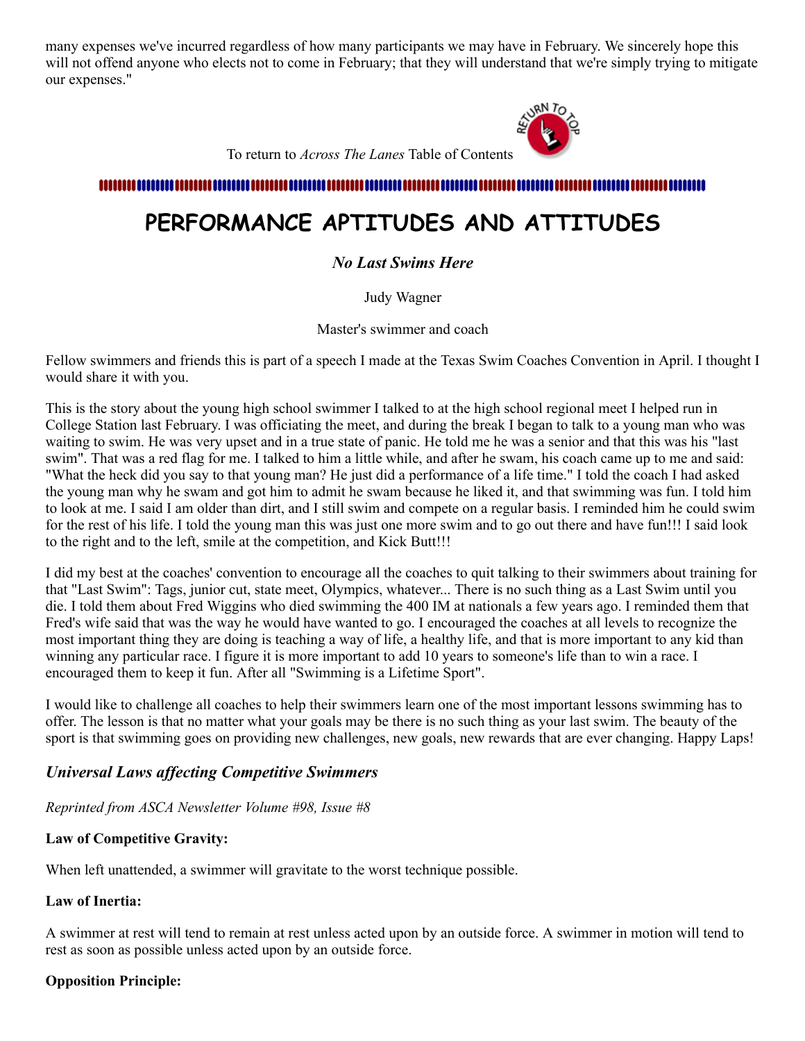many expenses we've incurred regardless of how many participants we may have in February. We sincerely hope this will not offend anyone who elects not to come in February; that they will understand that we're simply trying to mitigate our expenses."

To return to *Across The Lanes* Table of Contents

# PERFORMANCE APTITUDES AND ATTITUDES

### *No Last Swims Here*

Judy Wagner

Master's swimmer and coach

Fellow swimmers and friends this is part of a speech I made at the Texas Swim Coaches Convention in April. I thought I would share it with you.

This is the story about the young high school swimmer I talked to at the high school regional meet I helped run in College Station last February. I was officiating the meet, and during the break I began to talk to a young man who was waiting to swim. He was very upset and in a true state of panic. He told me he was a senior and that this was his "last swim". That was a red flag for me. I talked to him a little while, and after he swam, his coach came up to me and said: "What the heck did you say to that young man? He just did a performance of a life time." I told the coach I had asked the young man why he swam and got him to admit he swam because he liked it, and that swimming was fun. I told him to look at me. I said I am older than dirt, and I still swim and compete on a regular basis. I reminded him he could swim for the rest of his life. I told the young man this was just one more swim and to go out there and have fun!!! I said look to the right and to the left, smile at the competition, and Kick Butt!!!

I did my best at the coaches' convention to encourage all the coaches to quit talking to their swimmers about training for that "Last Swim": Tags, junior cut, state meet, Olympics, whatever... There is no such thing as a Last Swim until you die. I told them about Fred Wiggins who died swimming the 400 IM at nationals a few years ago. I reminded them that Fred's wife said that was the way he would have wanted to go. I encouraged the coaches at all levels to recognize the most important thing they are doing is teaching a way of life, a healthy life, and that is more important to any kid than winning any particular race. I figure it is more important to add 10 years to someone's life than to win a race. I encouraged them to keep it fun. After all "Swimming is a Lifetime Sport".

I would like to challenge all coaches to help their swimmers learn one of the most important lessons swimming has to offer. The lesson is that no matter what your goals may be there is no such thing as your last swim. The beauty of the sport is that swimming goes on providing new challenges, new goals, new rewards that are ever changing. Happy Laps!

## *Universal Laws affecting Competitive Swimmers*

*Reprinted from ASCA Newsletter Volume #98, Issue #8*

**Law of Competitive Gravity:**

When left unattended, a swimmer will gravitate to the worst technique possible.

**Law of Inertia:**

A swimmer at rest will tend to remain at rest unless acted upon by an outside force. A swimmer in motion will tend to rest as soon as possible unless acted upon by an outside force.

**Opposition Principle:**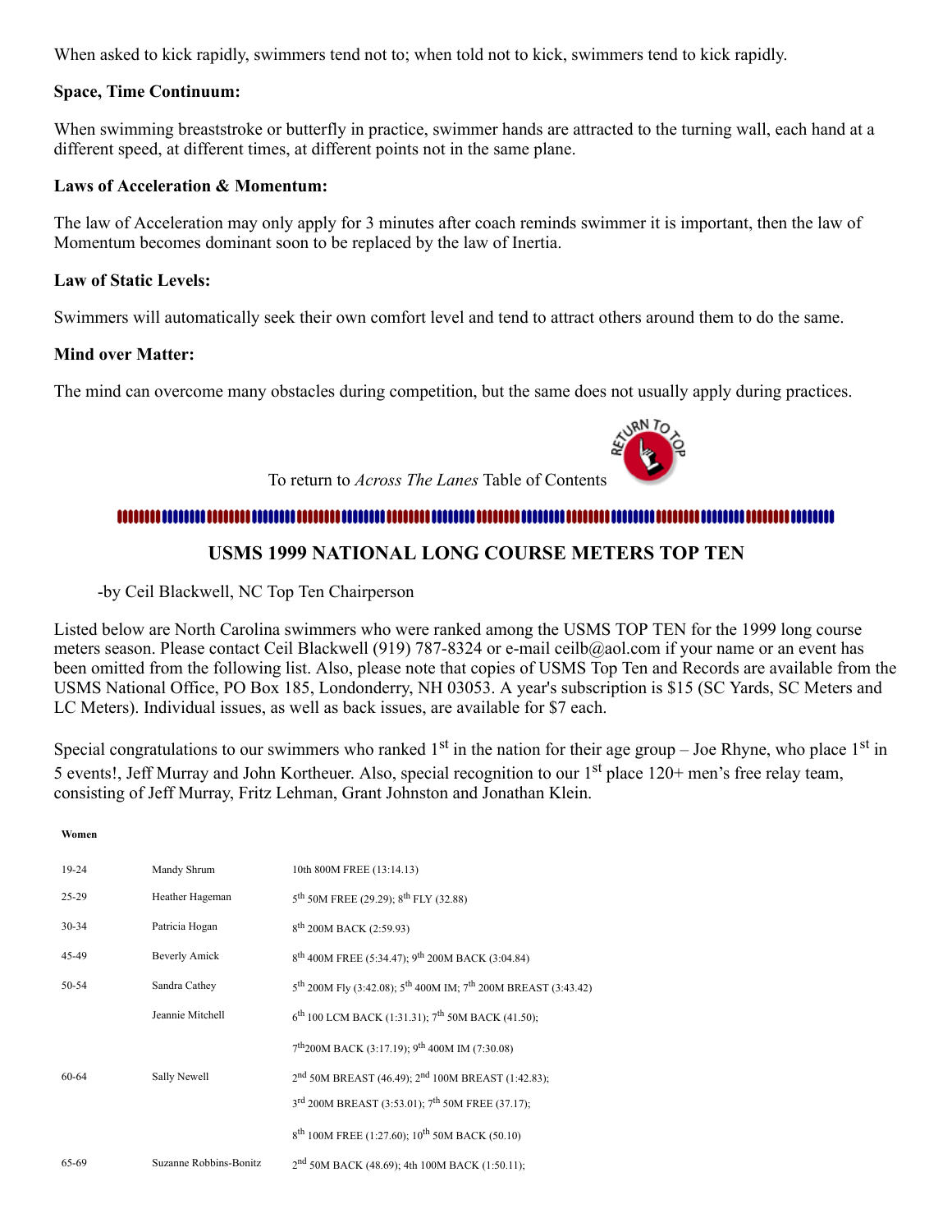When asked to kick rapidly, swimmers tend not to; when told not to kick, swimmers tend to kick rapidly.

**Space, Time Continuum:**

When swimming breaststroke or butterfly in practice, swimmer hands are attracted to the turning wall, each hand at a different speed, at different times, at different points not in the same plane.

**Laws of Acceleration & Momentum:**

The law of Acceleration may only apply for 3 minutes after coach reminds swimmer it is important, then the law of Momentum becomes dominant soon to be replaced by the law of Inertia.

**Law of Static Levels:**

Swimmers will automatically seek their own comfort level and tend to attract others around them to do the same.

**Mind over Matter:**

The mind can overcome many obstacles during competition, but the same does not usually apply during practices.

To return to *Across The Lanes* Table of Contents

## USMS 1999 NATIONAL LONG COURSE METERS TOP TEN

-by Ceil Blackwell, NC Top Ten Chairperson

Listed below are North Carolina swimmers who were ranked among the USMS TOP TEN for the 1999 long course meters season. Please contact Ceil Blackwell (919) 787-8324 or e-mail ceilb@aol.com if your name or an event has been omitted from the following list. Also, please note that copies of USMS Top Ten and Records are available from the USMS National Office, PO Box 185, Londonderry, NH 03053. A year's subscription is $15 (SC Yards, SC Meters and LC Meters). Individual issues, as well as back issues, are available for $7 each.

Special congratulations to our swimmers who ranked 1st in the nation for their age group – Joe Rhyne, who place 1st in 5 events!, Jeff Murray and John Kortheuer. Also, special recognition to our 1st place 120+ men's free relay team, consisting of Jeff Murray, Fritz Lehman, Grant Johnston and Jonathan Klein.

**Women**

| | | |
|---|---|---|
| 19-24 | Mandy Shrum | 10th 800M FREE (13:14.13) |
| 25-29 | Heather Hageman | 5th 50M FREE (29.29); 8th FLY (32.88) |
| 30-34 | Patricia Hogan | 8th 200M BACK (2:59.93) |
| 45-49 | Beverly Amick | 8th 400M FREE (5:34.47); 9th 200M BACK (3:04.84) |
| 50-54 | Sandra Cathey | 5th 200M Fly (3:42.08); 5th 400M IM; 7th 200M BREAST (3:43.42) |
| | Jeannie Mitchell | 6th 100 LCM BACK (1:31.31); 7th 50M BACK (41.50); |
| | | 7th200M BACK (3:17.19); 9th 400M IM (7:30.08) |
| 60-64 | Sally Newell | 2nd 50M BREAST (46.49); 2nd 100M BREAST (1:42.83); |
| | | 3rd 200M BREAST (3:53.01); 7th 50M FREE (37.17); |
| | | 8th 100M FREE (1:27.60); 10th 50M BACK (50.10) |
| 65-69 | Suzanne Robbins-Bonitz | 2nd 50M BACK (48.69); 4th 100M BACK (1:50.11); |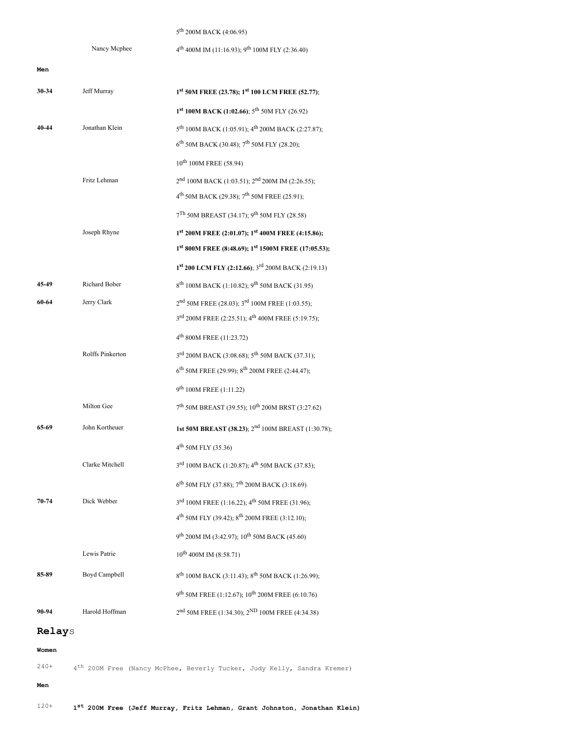|  |  | 5th 200M BACK (4:06.95) |
|---|---|---|
|  | Nancy Mcphee | 4th 400M IM (11:16.93); 9th 100M FLY (2:36.40) |

**Men**

|  |  |  |
|---|---|---|
| **30-34** | Jeff Murray | **1st 50M FREE (23.78); 1st 100 LCM FREE (52.77)**; |
|  |  | **1st 100M BACK (1:02.66)**; 5th 50M FLY (26.92) |
| **40-44** | Jonathan Klein | 5th 100M BACK (1:05.91); 4th 200M BACK (2:27.87); |
|  |  | 6th 50M BACK (30.48); 7th 50M FLY (28.20); |
|  |  | 10th 100M FREE (58.94) |
|  | Fritz Lehman | 2nd 100M BACK (1:03.51); 2nd 200M IM (2:26.55); |
|  |  | 4th 50M BACK (29.38); 7th 50M FREE (25.91); |
|  |  | 7Th 50M BREAST (34.17); 9th 50M FLY (28.58) |
|  | Joseph Rhyne | **1st 200M FREE (2:01.07); 1st 400M FREE (4:15.86);** |
|  |  | **1st 800M FREE (8:48.69); 1st 1500M FREE (17:05.53);** |
|  |  | **1st 200 LCM FLY (2:12.66)**; 3rd 200M BACK (2:19.13) |
| **45-49** | Richard Bober | 8th 100M BACK (1:10.82); 9th 50M BACK (31.95) |
| **60-64** | Jerry Clark | 2nd 50M FREE (28.03); 3rd 100M FREE (1:03.55); |
|  |  | 3rd 200M FREE (2:25.51); 4th 400M FREE (5:19.75); |
|  |  | 4th 800M FREE (11:23.72) |
|  | Rolffs Pinkerton | 3rd 200M BACK (3:08.68); 5th 50M BACK (37.31); |
|  |  | 6th 50M FREE (29.99); 8th 200M FREE (2:44.47); |
|  |  | 9th 100M FREE (1:11.22) |
|  | Milton Gee | 7th 50M BREAST (39.55); 10th 200M BRST (3:27.62) |
| **65-69** | John Kortheuer | **1st 50M BREAST (38.23)**; 2nd 100M BREAST (1:30.78); |
|  |  | 4th 50M FLY (35.36) |
|  | Clarke Mitchell | 3rd 100M BACK (1:20.87); 4th 50M BACK (37.83); |
|  |  | 6th 50M FLY (37.88); 7th 200M BACK (3:18.69) |
| **70-74** | Dick Webber | 3rd 100M FREE (1:16.22); 4th 50M FREE (31.96); |
|  |  | 4th 50M FLY (39.42); 8th 200M FREE (3:12.10); |
|  |  | 9th 200M IM (3:42.97); 10th 50M BACK (45.60) |
|  | Lewis Patrie | 10th 400M IM (8:58.71) |
| **85-89** | Boyd Campbell | 8th 100M BACK (3:11.43); 8th 50M BACK (1:26.99); |
|  |  | 9th 50M FREE (1:12.67); 10th 200M FREE (6:10.76) |
| **90-94** | Harold Hoffman | 2nd 50M FREE (1:34.30); 2ND 100M FREE (4:34.38) |

## **Relay**s

**Women**

240+ 4th 200M Free (Nancy McPhee, Beverly Tucker, Judy Kelly, Sandra Kremer)

**Men**

120+ **1st 200M Free (Jeff Murray, Fritz Lehman, Grant Johnston, Jonathan Klein)**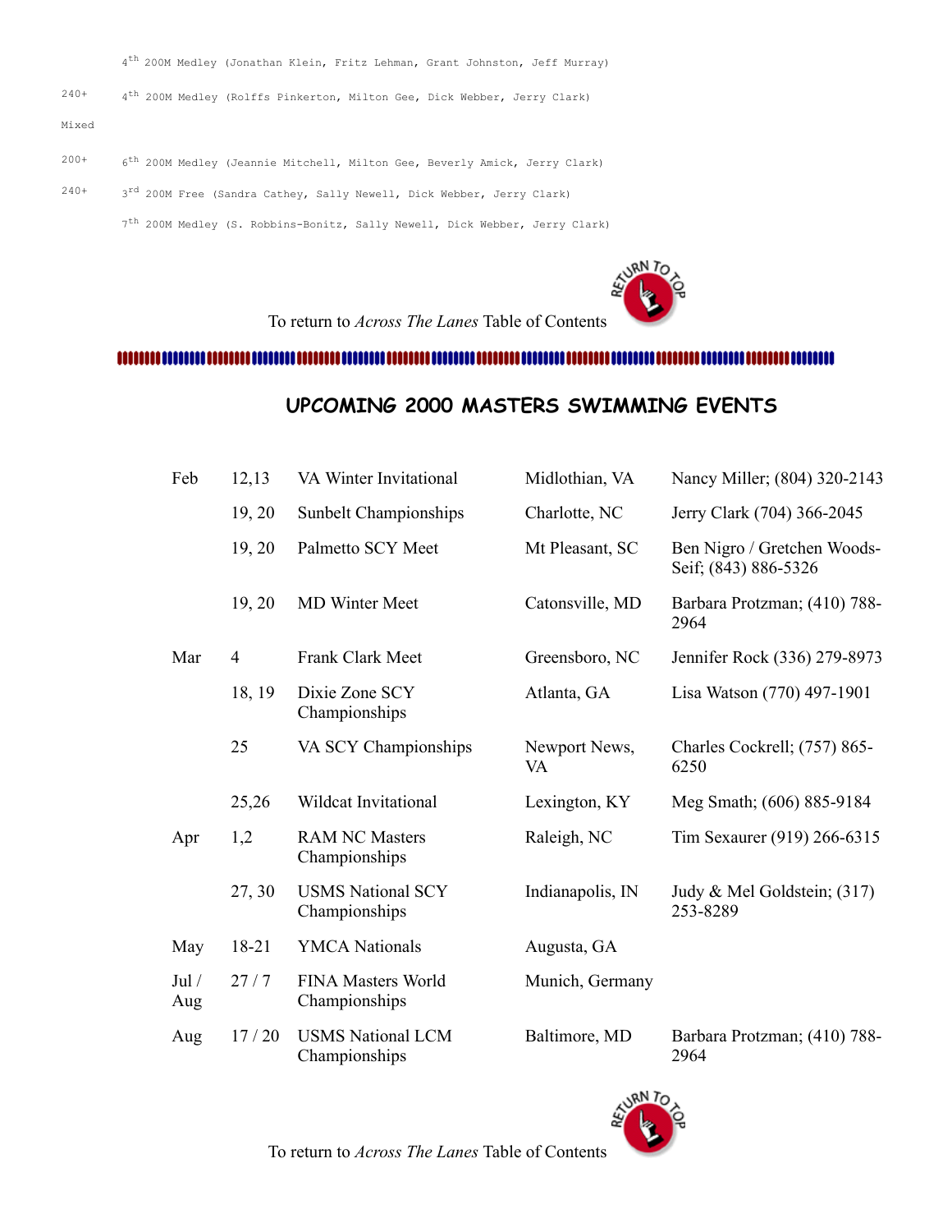4th 200M Medley (Jonathan Klein, Fritz Lehman, Grant Johnston, Jeff Murray)

240+ 4th 200M Medley (Rolffs Pinkerton, Milton Gee, Dick Webber, Jerry Clark)

Mixed

200+ 6th 200M Medley (Jeannie Mitchell, Milton Gee, Beverly Amick, Jerry Clark)

240+ 3rd 200M Free (Sandra Cathey, Sally Newell, Dick Webber, Jerry Clark)

7th 200M Medley (S. Robbins-Bonitz, Sally Newell, Dick Webber, Jerry Clark)

To return to *Across The Lanes* Table of Contents

## UPCOMING 2000 MASTERS SWIMMING EVENTS

| | | | | |
|---|---|---|---|---|
| Feb | 12,13 | VA Winter Invitational | Midlothian, VA | Nancy Miller; (804) 320-2143 |
| | 19, 20 | Sunbelt Championships | Charlotte, NC | Jerry Clark (704) 366-2045 |
| | 19, 20 | Palmetto SCY Meet | Mt Pleasant, SC | Ben Nigro / Gretchen Woods-Seif; (843) 886-5326 |
| | 19, 20 | MD Winter Meet | Catonsville, MD | Barbara Protzman; (410) 788-2964 |
| Mar | 4 | Frank Clark Meet | Greensboro, NC | Jennifer Rock (336) 279-8973 |
| | 18, 19 | Dixie Zone SCY Championships | Atlanta, GA | Lisa Watson (770) 497-1901 |
| | 25 | VA SCY Championships | Newport News, VA | Charles Cockrell; (757) 865-6250 |
| | 25,26 | Wildcat Invitational | Lexington, KY | Meg Smath; (606) 885-9184 |
| Apr | 1,2 | RAM NC Masters Championships | Raleigh, NC | Tim Sexaurer (919) 266-6315 |
| | 27, 30 | USMS National SCY Championships | Indianapolis, IN | Judy & Mel Goldstein; (317) 253-8289 |
| May | 18-21 | YMCA Nationals | Augusta, GA | |
| Jul / Aug | 27 / 7 | FINA Masters World Championships | Munich, Germany | |
| Aug | 17 / 20 | USMS National LCM Championships | Baltimore, MD | Barbara Protzman; (410) 788-2964 |

To return to *Across The Lanes* Table of Contents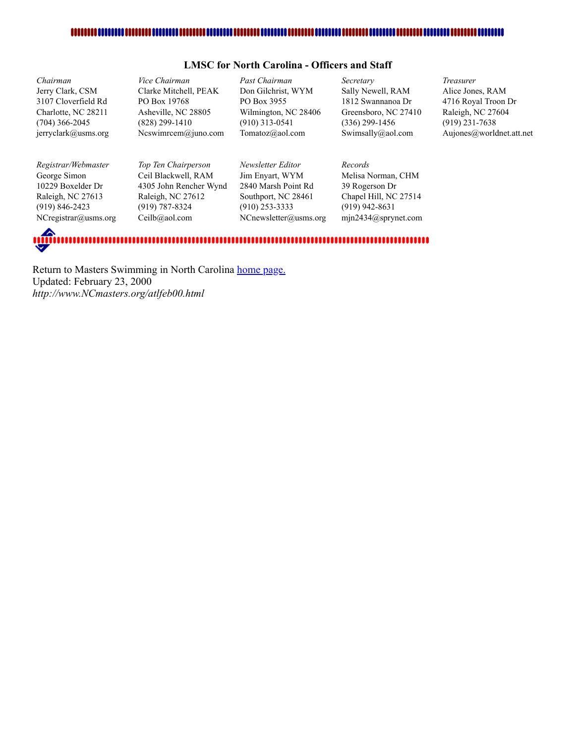## LMSC for North Carolina - Officers and Staff

| *Chairman* | *Vice Chairman* | *Past Chairman* | *Secretary* | *Treasurer* |
|---|---|---|---|---|
| Jerry Clark, CSM<br>3107 Cloverfield Rd<br>Charlotte, NC 28211<br>(704) 366-2045<br>jerryclark@usms.org | Clarke Mitchell, PEAK<br>PO Box 19768<br>Asheville, NC 28805<br>(828) 299-1410<br>Ncswimrcem@juno.com | Don Gilchrist, WYM<br>PO Box 3955<br>Wilmington, NC 28406<br>(910) 313-0541<br>Tomatoz@aol.com | Sally Newell, RAM<br>1812 Swannanoa Dr<br>Greensboro, NC 27410<br>(336) 299-1456<br>Swimsally@aol.com | Alice Jones, RAM<br>4716 Royal Troon Dr<br>Raleigh, NC 27604<br>(919) 231-7638<br>Aujones@worldnet.att.net |
| *Registrar/Webmaster* | *Top Ten Chairperson* | *Newsletter Editor* | *Records* | |
| George Simon<br>10229 Boxelder Dr<br>Raleigh, NC 27613<br>(919) 846-2423<br>NCregistrar@usms.org | Ceil Blackwell, RAM<br>4305 John Rencher Wynd<br>Raleigh, NC 27612<br>(919) 787-8324<br>Ceilb@aol.com | Jim Enyart, WYM<br>2840 Marsh Point Rd<br>Southport, NC 28461<br>(910) 253-3333<br>NCnewsletter@usms.org | Melisa Norman, CHM<br>39 Rogerson Dr<br>Chapel Hill, NC 27514<br>(919) 942-8631<br>mjn2434@sprynet.com | |

Return to Masters Swimming in North Carolina home page.
Updated: February 23, 2000
*http://www.NCmasters.org/atlfeb00.html*